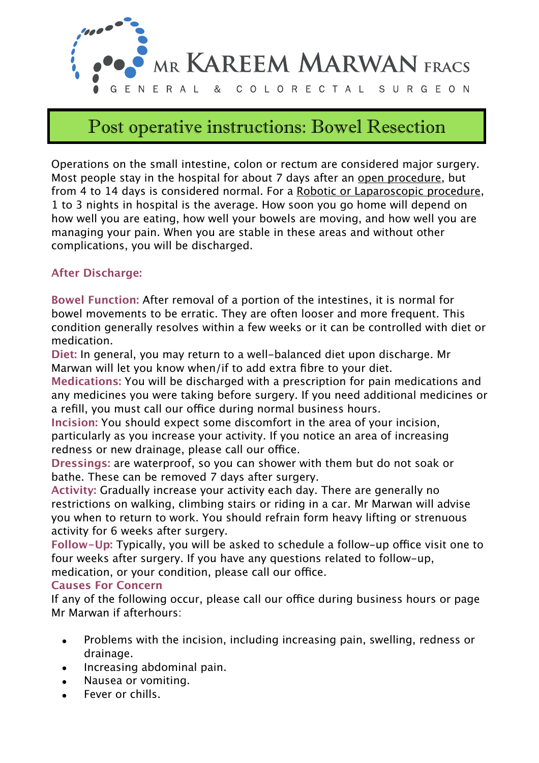MR KAREEM MARWAN FRACS

GENERAL & COLORECTAL SURGEON

# Post operative instructions: Bowel Resection

Operations on the small intestine, colon or rectum are considered major surgery. Most people stay in the hospital for about 7 days after an open procedure, but from 4 to 14 days is considered normal. For a Robotic or Laparoscopic procedure, 1 to 3 nights in hospital is the average. How soon you go home will depend on how well you are eating, how well your bowels are moving, and how well you are managing your pain. When you are stable in these areas and without other complications, you will be discharged.

## After Discharge:

**Bowel Function:** After removal of a portion of the intestines, it is normal for bowel movements to be erratic. They are often looser and more frequent. This condition generally resolves within a few weeks or it can be controlled with diet or medication.

**Diet:** In general, you may return to a well-balanced diet upon discharge. Mr Marwan will let you know when/if to add extra fibre to your diet.

**Medications:** You will be discharged with a prescription for pain medications and any medicines you were taking before surgery. If you need additional medicines or a refill, you must call our office during normal business hours.

**Incision:** You should expect some discomfort in the area of your incision, particularly as you increase your activity. If you notice an area of increasing redness or new drainage, please call our office.

**Dressings:** are waterproof, so you can shower with them but do not soak or bathe. These can be removed 7 days after surgery.

**Activity:** Gradually increase your activity each day. There are generally no restrictions on walking, climbing stairs or riding in a car. Mr Marwan will advise you when to return to work. You should refrain form heavy lifting or strenuous activity for 6 weeks after surgery.

**Follow-Up:** Typically, you will be asked to schedule a follow-up office visit one to four weeks after surgery. If you have any questions related to follow-up, medication, or your condition, please call our office.

## Causes For Concern

If any of the following occur, please call our office during business hours or page Mr Marwan if afterhours:

- Problems with the incision, including increasing pain, swelling, redness or drainage.
- Increasing abdominal pain.
- Nausea or vomiting.
- Fever or chills.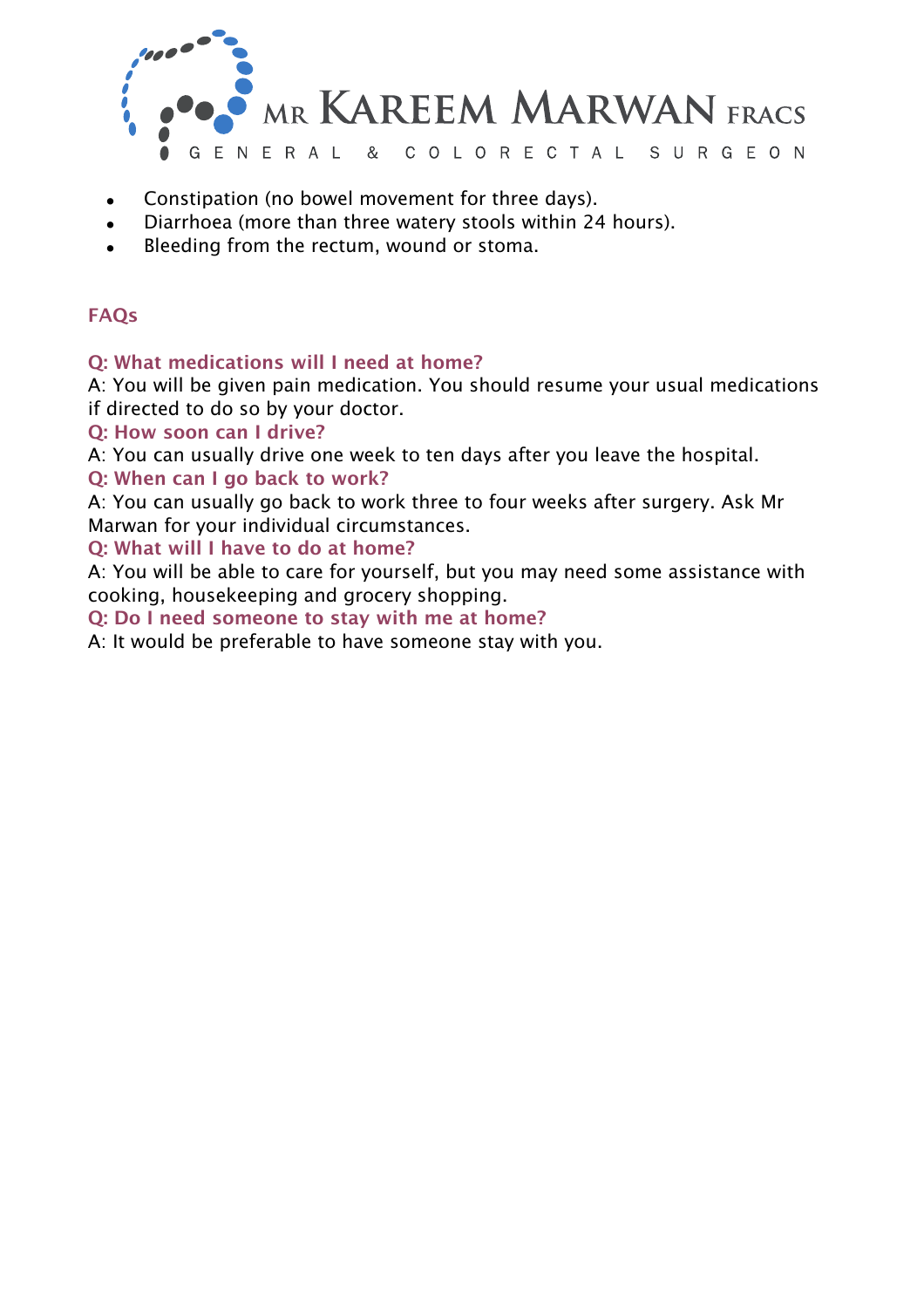- Constipation (no bowel movement for three days).
- Diarrhoea (more than three watery stools within 24 hours).
- Bleeding from the rectum, wound or stoma.

## FAQs

**Q: What medications will I need at home?**

A: You will be given pain medication. You should resume your usual medications if directed to do so by your doctor.

**Q: How soon can I drive?**

A: You can usually drive one week to ten days after you leave the hospital.

**Q: When can I go back to work?**

A: You can usually go back to work three to four weeks after surgery. Ask Mr Marwan for your individual circumstances.

**Q: What will I have to do at home?**

A: You will be able to care for yourself, but you may need some assistance with cooking, housekeeping and grocery shopping.

**Q: Do I need someone to stay with me at home?**

A: It would be preferable to have someone stay with you.